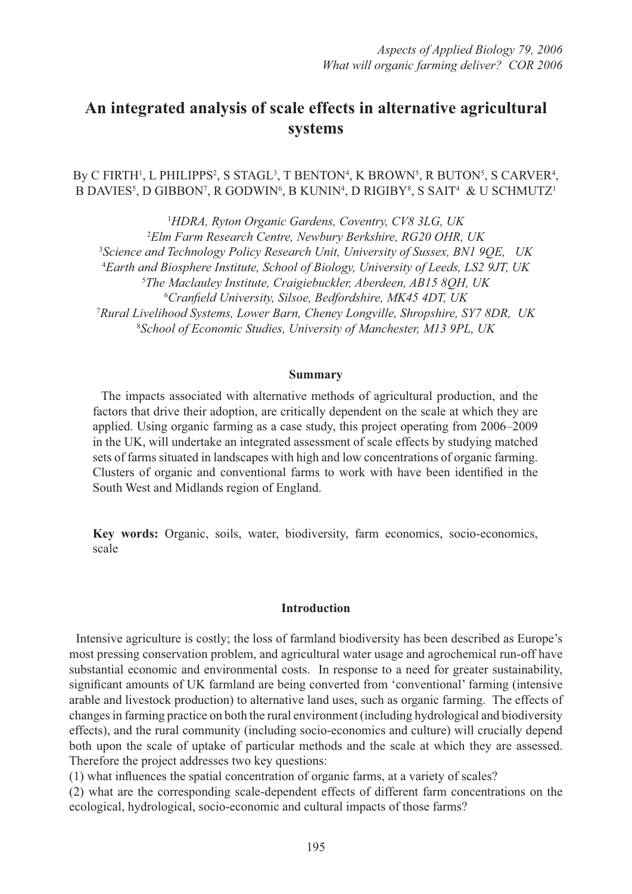# An integrated analysis of scale effects in alternative agricultural systems

By C FIRTH[1], L PHILIPPS[2], S STAGL[3], T BENTON[4], K BROWN[5], R BUTON[5], S CARVER[4], B DAVIES[5], D GIBBON[7], R GODWIN[6], B KUNIN[4], D RIGIBY[8], S SAIT[4] & U SCHMUTZ[1]

[1]*HDRA, Ryton Organic Gardens, Coventry, CV8 3LG, UK*
[2]*Elm Farm Research Centre, Newbury Berkshire, RG20 OHR, UK*
[3]*Science and Technology Policy Research Unit, University of Sussex, BN1 9QE, UK*
[4]*Earth and Biosphere Institute, School of Biology, University of Leeds, LS2 9JT, UK*
[5]*The Maclauley Institute, Craigiebuckler, Aberdeen, AB15 8QH, UK*
[6]*Cranfield University, Silsoe, Bedfordshire, MK45 4DT, UK*
[7]*Rural Livelihood Systems, Lower Barn, Cheney Longville, Shropshire, SY7 8DR, UK*
[8]*School of Economic Studies, University of Manchester, M13 9PL, UK*

## Summary

The impacts associated with alternative methods of agricultural production, and the factors that drive their adoption, are critically dependent on the scale at which they are applied. Using organic farming as a case study, this project operating from 2006–2009 in the UK, will undertake an integrated assessment of scale effects by studying matched sets of farms situated in landscapes with high and low concentrations of organic farming. Clusters of organic and conventional farms to work with have been identified in the South West and Midlands region of England.

**Key words:** Organic, soils, water, biodiversity, farm economics, socio-economics, scale

## Introduction

Intensive agriculture is costly; the loss of farmland biodiversity has been described as Europe's most pressing conservation problem, and agricultural water usage and agrochemical run-off have substantial economic and environmental costs. In response to a need for greater sustainability, significant amounts of UK farmland are being converted from 'conventional' farming (intensive arable and livestock production) to alternative land uses, such as organic farming. The effects of changes in farming practice on both the rural environment (including hydrological and biodiversity effects), and the rural community (including socio-economics and culture) will crucially depend both upon the scale of uptake of particular methods and the scale at which they are assessed. Therefore the project addresses two key questions:

(1) what influences the spatial concentration of organic farms, at a variety of scales?

(2) what are the corresponding scale-dependent effects of different farm concentrations on the ecological, hydrological, socio-economic and cultural impacts of those farms?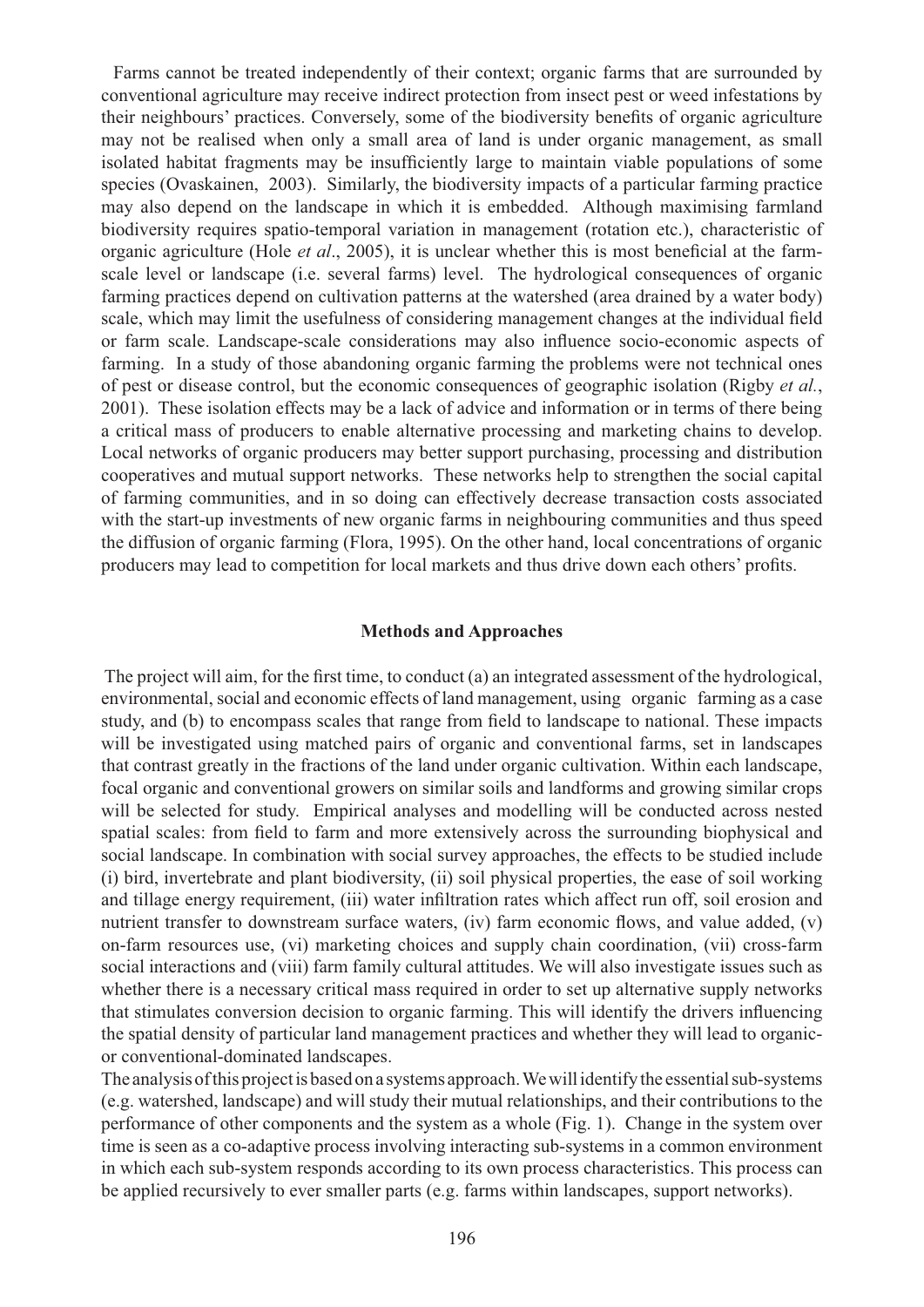Farms cannot be treated independently of their context; organic farms that are surrounded by conventional agriculture may receive indirect protection from insect pest or weed infestations by their neighbours' practices. Conversely, some of the biodiversity benefits of organic agriculture may not be realised when only a small area of land is under organic management, as small isolated habitat fragments may be insufficiently large to maintain viable populations of some species (Ovaskainen, 2003). Similarly, the biodiversity impacts of a particular farming practice may also depend on the landscape in which it is embedded. Although maximising farmland biodiversity requires spatio-temporal variation in management (rotation etc.), characteristic of organic agriculture (Hole *et al*., 2005), it is unclear whether this is most beneficial at the farm-scale level or landscape (i.e. several farms) level. The hydrological consequences of organic farming practices depend on cultivation patterns at the watershed (area drained by a water body) scale, which may limit the usefulness of considering management changes at the individual field or farm scale. Landscape-scale considerations may also influence socio-economic aspects of farming. In a study of those abandoning organic farming the problems were not technical ones of pest or disease control, but the economic consequences of geographic isolation (Rigby *et al.*, 2001). These isolation effects may be a lack of advice and information or in terms of there being a critical mass of producers to enable alternative processing and marketing chains to develop. Local networks of organic producers may better support purchasing, processing and distribution cooperatives and mutual support networks. These networks help to strengthen the social capital of farming communities, and in so doing can effectively decrease transaction costs associated with the start-up investments of new organic farms in neighbouring communities and thus speed the diffusion of organic farming (Flora, 1995). On the other hand, local concentrations of organic producers may lead to competition for local markets and thus drive down each others' profits.

## Methods and Approaches

The project will aim, for the first time, to conduct (a) an integrated assessment of the hydrological, environmental, social and economic effects of land management, using organic farming as a case study, and (b) to encompass scales that range from field to landscape to national. These impacts will be investigated using matched pairs of organic and conventional farms, set in landscapes that contrast greatly in the fractions of the land under organic cultivation. Within each landscape, focal organic and conventional growers on similar soils and landforms and growing similar crops will be selected for study. Empirical analyses and modelling will be conducted across nested spatial scales: from field to farm and more extensively across the surrounding biophysical and social landscape. In combination with social survey approaches, the effects to be studied include (i) bird, invertebrate and plant biodiversity, (ii) soil physical properties, the ease of soil working and tillage energy requirement, (iii) water infiltration rates which affect run off, soil erosion and nutrient transfer to downstream surface waters, (iv) farm economic flows, and value added, (v) on-farm resources use, (vi) marketing choices and supply chain coordination, (vii) cross-farm social interactions and (viii) farm family cultural attitudes. We will also investigate issues such as whether there is a necessary critical mass required in order to set up alternative supply networks that stimulates conversion decision to organic farming. This will identify the drivers influencing the spatial density of particular land management practices and whether they will lead to organic- or conventional-dominated landscapes.

The analysis of this project is based on a systems approach. We will identify the essential sub-systems (e.g. watershed, landscape) and will study their mutual relationships, and their contributions to the performance of other components and the system as a whole (Fig. 1). Change in the system over time is seen as a co-adaptive process involving interacting sub-systems in a common environment in which each sub-system responds according to its own process characteristics. This process can be applied recursively to ever smaller parts (e.g. farms within landscapes, support networks).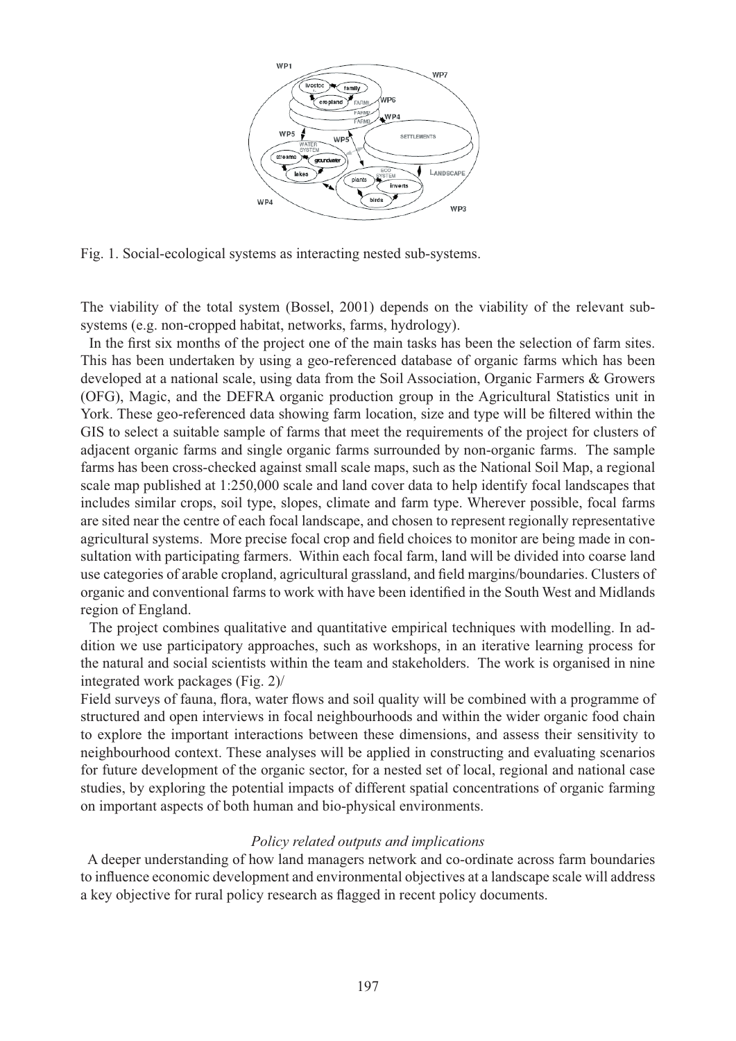Fig. 1. Social-ecological systems as interacting nested sub-systems.

The viability of the total system (Bossel, 2001) depends on the viability of the relevant sub-systems (e.g. non-cropped habitat, networks, farms, hydrology).

In the first six months of the project one of the main tasks has been the selection of farm sites. This has been undertaken by using a geo-referenced database of organic farms which has been developed at a national scale, using data from the Soil Association, Organic Farmers & Growers (OFG), Magic, and the DEFRA organic production group in the Agricultural Statistics unit in York. These geo-referenced data showing farm location, size and type will be filtered within the GIS to select a suitable sample of farms that meet the requirements of the project for clusters of adjacent organic farms and single organic farms surrounded by non-organic farms. The sample farms has been cross-checked against small scale maps, such as the National Soil Map, a regional scale map published at 1:250,000 scale and land cover data to help identify focal landscapes that includes similar crops, soil type, slopes, climate and farm type. Wherever possible, focal farms are sited near the centre of each focal landscape, and chosen to represent regionally representative agricultural systems. More precise focal crop and field choices to monitor are being made in consultation with participating farmers. Within each focal farm, land will be divided into coarse land use categories of arable cropland, agricultural grassland, and field margins/boundaries. Clusters of organic and conventional farms to work with have been identified in the South West and Midlands region of England.

The project combines qualitative and quantitative empirical techniques with modelling. In addition we use participatory approaches, such as workshops, in an iterative learning process for the natural and social scientists within the team and stakeholders. The work is organised in nine integrated work packages (Fig. 2)/

Field surveys of fauna, flora, water flows and soil quality will be combined with a programme of structured and open interviews in focal neighbourhoods and within the wider organic food chain to explore the important interactions between these dimensions, and assess their sensitivity to neighbourhood context. These analyses will be applied in constructing and evaluating scenarios for future development of the organic sector, for a nested set of local, regional and national case studies, by exploring the potential impacts of different spatial concentrations of organic farming on important aspects of both human and bio-physical environments.

### *Policy related outputs and implications*

A deeper understanding of how land managers network and co-ordinate across farm boundaries to influence economic development and environmental objectives at a landscape scale will address a key objective for rural policy research as flagged in recent policy documents.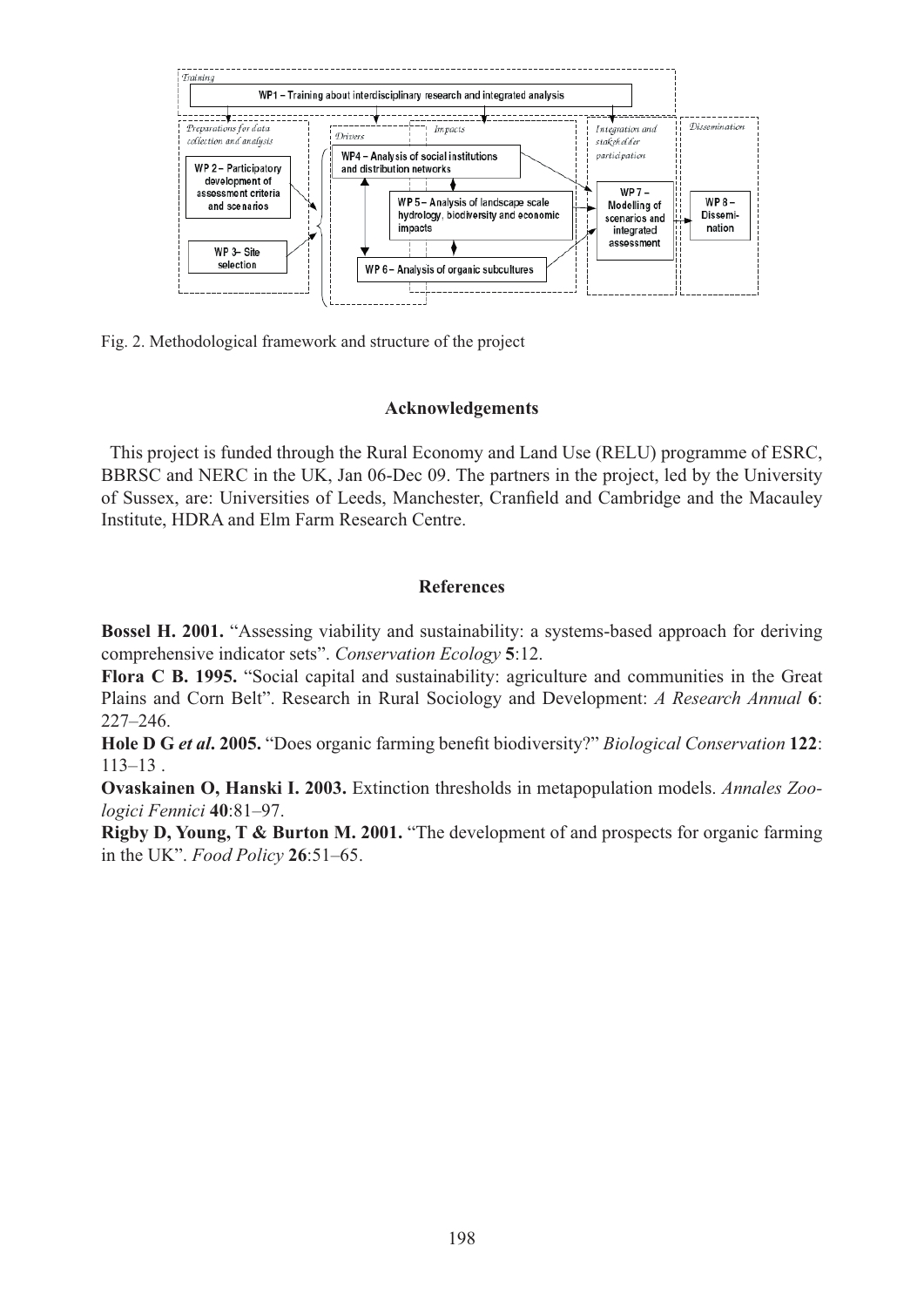Training

WP1 – Training about interdisciplinary research and integrated analysis

Preparations for data collection and analysis

WP 2 – Participatory development of assessment criteria and scenarios

WP 3– Site selection

Drivers

Impacts

WP4 – Analysis of social institutions and distribution networks

WP 5 – Analysis of landscape scale hydrology, biodiversity and economic impacts

WP 6 – Analysis of organic subcultures

Integration and stakeholder participation

WP 7 – Modelling of scenarios and integrated assessment

Dissemination

WP 8 – Dissemination

Fig. 2. Methodological framework and structure of the project

## Acknowledgements

This project is funded through the Rural Economy and Land Use (RELU) programme of ESRC, BBRSC and NERC in the UK, Jan 06-Dec 09. The partners in the project, led by the University of Sussex, are: Universities of Leeds, Manchester, Cranfield and Cambridge and the Macauley Institute, HDRA and Elm Farm Research Centre.

## References

**Bossel H. 2001.** "Assessing viability and sustainability: a systems-based approach for deriving comprehensive indicator sets". *Conservation Ecology* **5**:12.

**Flora C B. 1995.** "Social capital and sustainability: agriculture and communities in the Great Plains and Corn Belt". Research in Rural Sociology and Development: *A Research Annual* **6**: 227–246.

**Hole D G *et al*. 2005.** "Does organic farming benefit biodiversity?" *Biological Conservation* **122**: 113–13 .

**Ovaskainen O, Hanski I. 2003.** Extinction thresholds in metapopulation models. *Annales Zoologici Fennici* **40**:81–97.

**Rigby D, Young, T & Burton M. 2001.** "The development of and prospects for organic farming in the UK". *Food Policy* **26**:51–65.